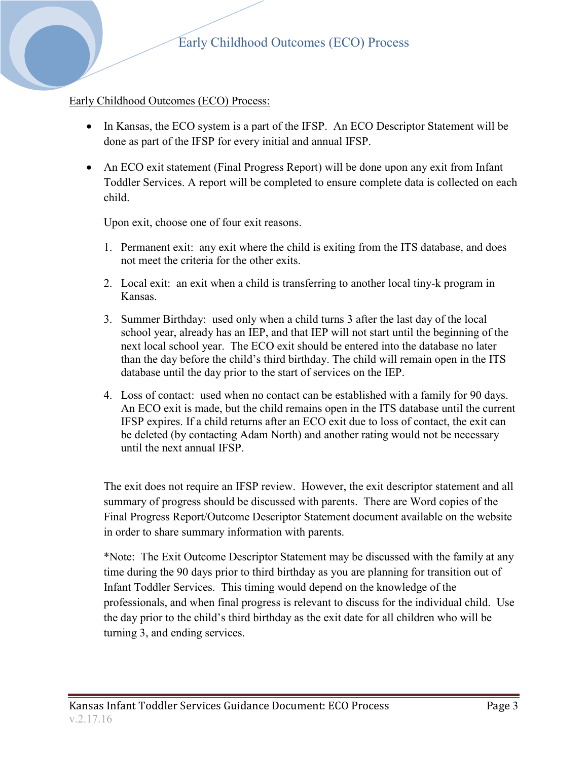## Early Childhood Outcomes (ECO) Process:

- In Kansas, the ECO system is a part of the IFSP. An ECO Descriptor Statement will be done as part of the IFSP for every initial and annual IFSP.

- An ECO exit statement (Final Progress Report) will be done upon any exit from Infant Toddler Services. A report will be completed to ensure complete data is collected on each child.

  Upon exit, choose one of four exit reasons.

  1. Permanent exit: any exit where the child is exiting from the ITS database, and does not meet the criteria for the other exits.
  2. Local exit: an exit when a child is transferring to another local tiny-k program in Kansas.
  3. Summer Birthday: used only when a child turns 3 after the last day of the local school year, already has an IEP, and that IEP will not start until the beginning of the next local school year. The ECO exit should be entered into the database no later than the day before the child's third birthday. The child will remain open in the ITS database until the day prior to the start of services on the IEP.
  4. Loss of contact: used when no contact can be established with a family for 90 days. An ECO exit is made, but the child remains open in the ITS database until the current IFSP expires. If a child returns after an ECO exit due to loss of contact, the exit can be deleted (by contacting Adam North) and another rating would not be necessary until the next annual IFSP.

  The exit does not require an IFSP review. However, the exit descriptor statement and all summary of progress should be discussed with parents. There are Word copies of the Final Progress Report/Outcome Descriptor Statement document available on the website in order to share summary information with parents.

  *Note: The Exit Outcome Descriptor Statement may be discussed with the family at any time during the 90 days prior to third birthday as you are planning for transition out of Infant Toddler Services. This timing would depend on the knowledge of the professionals, and when final progress is relevant to discuss for the individual child. Use the day prior to the child's third birthday as the exit date for all children who will be turning 3, and ending services.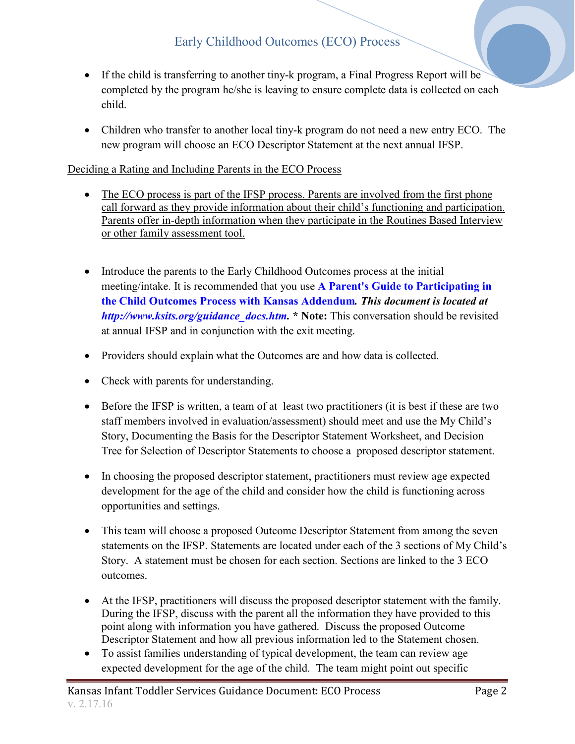- If the child is transferring to another tiny-k program, a Final Progress Report will be completed by the program he/she is leaving to ensure complete data is collected on each child.

- Children who transfer to another local tiny-k program do not need a new entry ECO. The new program will choose an ECO Descriptor Statement at the next annual IFSP.

<u>Deciding a Rating and Including Parents in the ECO Process</u>

- <u>The ECO process is part of the IFSP process. Parents are involved from the first phone call forward as they provide information about their child's functioning and participation. Parents offer in-depth information when they participate in the Routines Based Interview or other family assessment tool.</u>

- Introduce the parents to the Early Childhood Outcomes process at the initial meeting/intake. It is recommended that you use **A Parent's Guide to Participating in the Child Outcomes Process with Kansas Addendum***. This document is located at* ***http://www.ksits.org/guidance_docs.htm***. * **Note:** This conversation should be revisited at annual IFSP and in conjunction with the exit meeting.

- Providers should explain what the Outcomes are and how data is collected.

- Check with parents for understanding.

- Before the IFSP is written, a team of at least two practitioners (it is best if these are two staff members involved in evaluation/assessment) should meet and use the My Child's Story, Documenting the Basis for the Descriptor Statement Worksheet, and Decision Tree for Selection of Descriptor Statements to choose a proposed descriptor statement.

- In choosing the proposed descriptor statement, practitioners must review age expected development for the age of the child and consider how the child is functioning across opportunities and settings.

- This team will choose a proposed Outcome Descriptor Statement from among the seven statements on the IFSP. Statements are located under each of the 3 sections of My Child's Story. A statement must be chosen for each section. Sections are linked to the 3 ECO outcomes.

- At the IFSP, practitioners will discuss the proposed descriptor statement with the family. During the IFSP, discuss with the parent all the information they have provided to this point along with information you have gathered. Discuss the proposed Outcome Descriptor Statement and how all previous information led to the Statement chosen.
- To assist families understanding of typical development, the team can review age expected development for the age of the child. The team might point out specific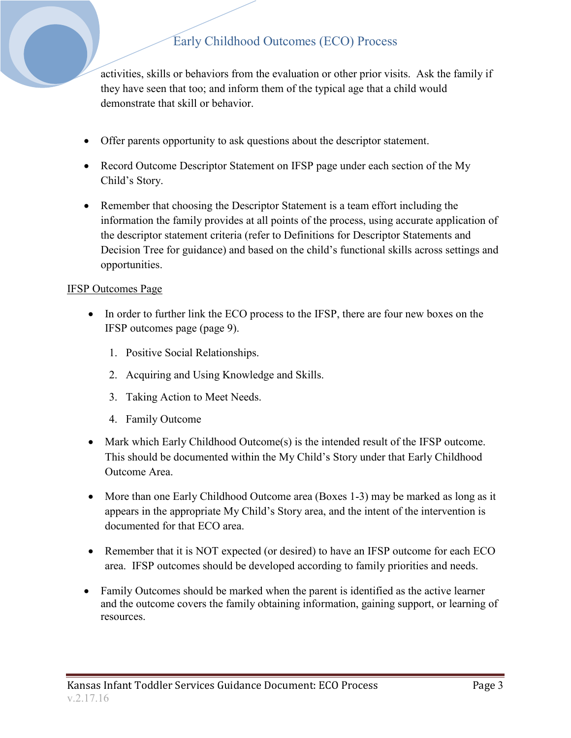activities, skills or behaviors from the evaluation or other prior visits. Ask the family if they have seen that too; and inform them of the typical age that a child would demonstrate that skill or behavior.

- Offer parents opportunity to ask questions about the descriptor statement.
- Record Outcome Descriptor Statement on IFSP page under each section of the My Child's Story.
- Remember that choosing the Descriptor Statement is a team effort including the information the family provides at all points of the process, using accurate application of the descriptor statement criteria (refer to Definitions for Descriptor Statements and Decision Tree for guidance) and based on the child's functional skills across settings and opportunities.

<u>IFSP Outcomes Page</u>

- In order to further link the ECO process to the IFSP, there are four new boxes on the IFSP outcomes page (page 9).
  1. Positive Social Relationships.
  2. Acquiring and Using Knowledge and Skills.
  3. Taking Action to Meet Needs.
  4. Family Outcome
- Mark which Early Childhood Outcome(s) is the intended result of the IFSP outcome. This should be documented within the My Child's Story under that Early Childhood Outcome Area.
- More than one Early Childhood Outcome area (Boxes 1-3) may be marked as long as it appears in the appropriate My Child's Story area, and the intent of the intervention is documented for that ECO area.
- Remember that it is NOT expected (or desired) to have an IFSP outcome for each ECO area. IFSP outcomes should be developed according to family priorities and needs.
- Family Outcomes should be marked when the parent is identified as the active learner and the outcome covers the family obtaining information, gaining support, or learning of resources.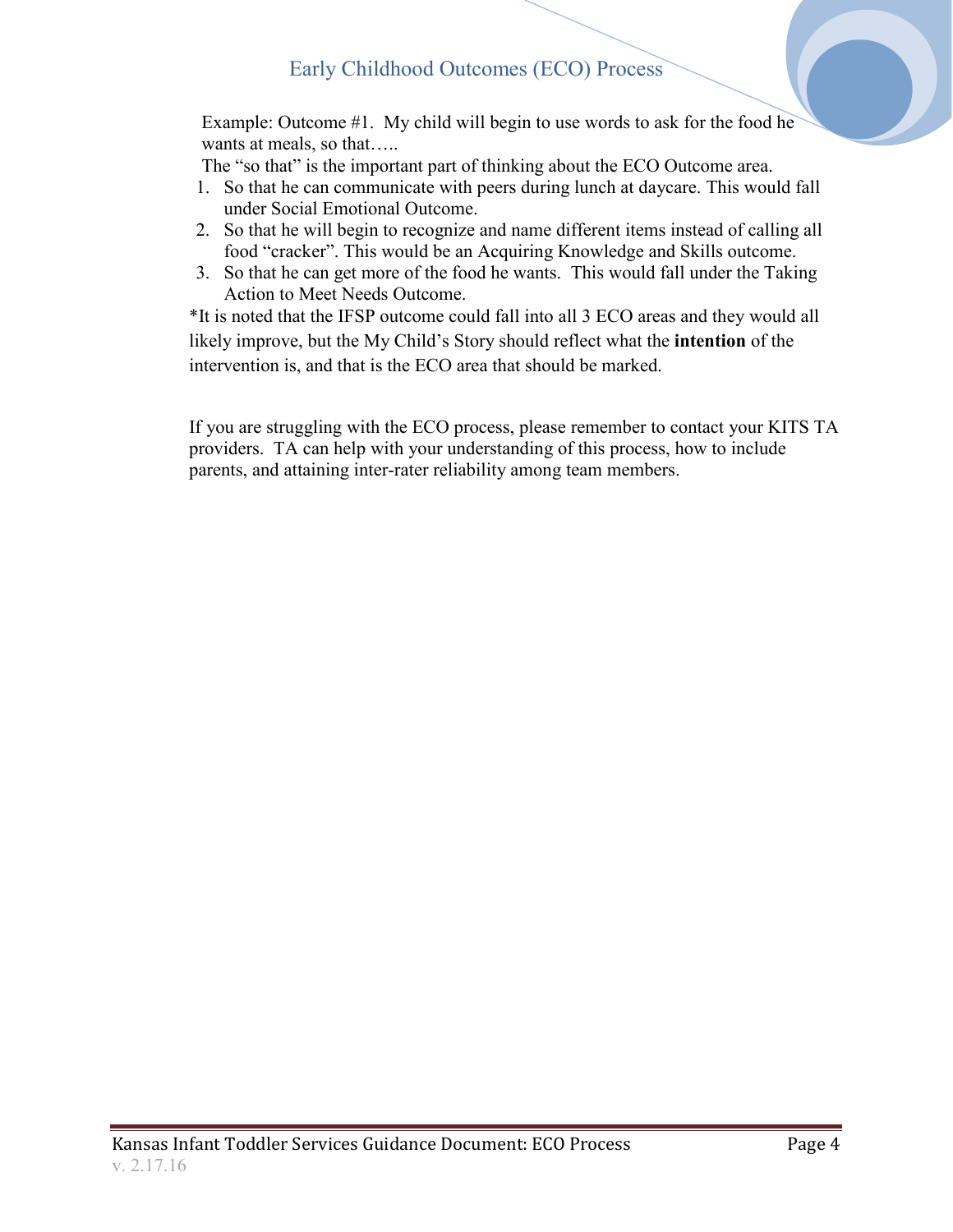Example: Outcome #1. My child will begin to use words to ask for the food he wants at meals, so that…..

The "so that" is the important part of thinking about the ECO Outcome area.

1. So that he can communicate with peers during lunch at daycare. This would fall under Social Emotional Outcome.
2. So that he will begin to recognize and name different items instead of calling all food "cracker". This would be an Acquiring Knowledge and Skills outcome.
3. So that he can get more of the food he wants. This would fall under the Taking Action to Meet Needs Outcome.

*It is noted that the IFSP outcome could fall into all 3 ECO areas and they would all likely improve, but the My Child's Story should reflect what the **intention** of the intervention is, and that is the ECO area that should be marked.

If you are struggling with the ECO process, please remember to contact your KITS TA providers. TA can help with your understanding of this process, how to include parents, and attaining inter-rater reliability among team members.